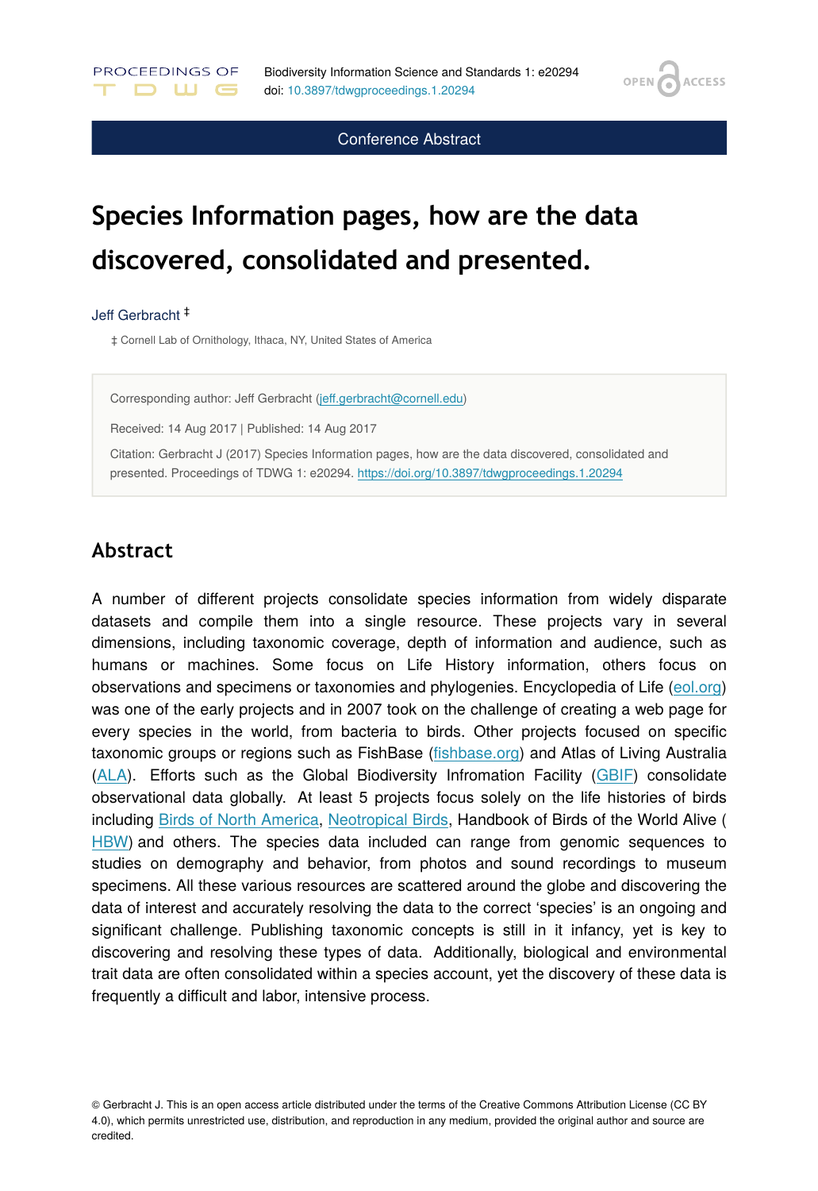Conference Abstract

# Species Information pages, how are the data discovered, consolidated and presented.

Jeff Gerbracht [‡]

‡ Cornell Lab of Ornithology, Ithaca, NY, United States of America

Corresponding author: Jeff Gerbracht (jeff.gerbracht@cornell.edu)

Received: 14 Aug 2017 | Published: 14 Aug 2017

Citation: Gerbracht J (2017) Species Information pages, how are the data discovered, consolidated and presented. Proceedings of TDWG 1: e20294. https://doi.org/10.3897/tdwgproceedings.1.20294

## Abstract

A number of different projects consolidate species information from widely disparate datasets and compile them into a single resource. These projects vary in several dimensions, including taxonomic coverage, depth of information and audience, such as humans or machines. Some focus on Life History information, others focus on observations and specimens or taxonomies and phylogenies. Encyclopedia of Life (eol.org) was one of the early projects and in 2007 took on the challenge of creating a web page for every species in the world, from bacteria to birds. Other projects focused on specific taxonomic groups or regions such as FishBase (fishbase.org) and Atlas of Living Australia (ALA). Efforts such as the Global Biodiversity Infromation Facility (GBIF) consolidate observational data globally. At least 5 projects focus solely on the life histories of birds including Birds of North America, Neotropical Birds, Handbook of Birds of the World Alive ( HBW) and others. The species data included can range from genomic sequences to studies on demography and behavior, from photos and sound recordings to museum specimens. All these various resources are scattered around the globe and discovering the data of interest and accurately resolving the data to the correct 'species' is an ongoing and significant challenge. Publishing taxonomic concepts is still in it infancy, yet is key to discovering and resolving these types of data. Additionally, biological and environmental trait data are often consolidated within a species account, yet the discovery of these data is frequently a difficult and labor, intensive process.

© Gerbracht J. This is an open access article distributed under the terms of the Creative Commons Attribution License (CC BY 4.0), which permits unrestricted use, distribution, and reproduction in any medium, provided the original author and source are credited.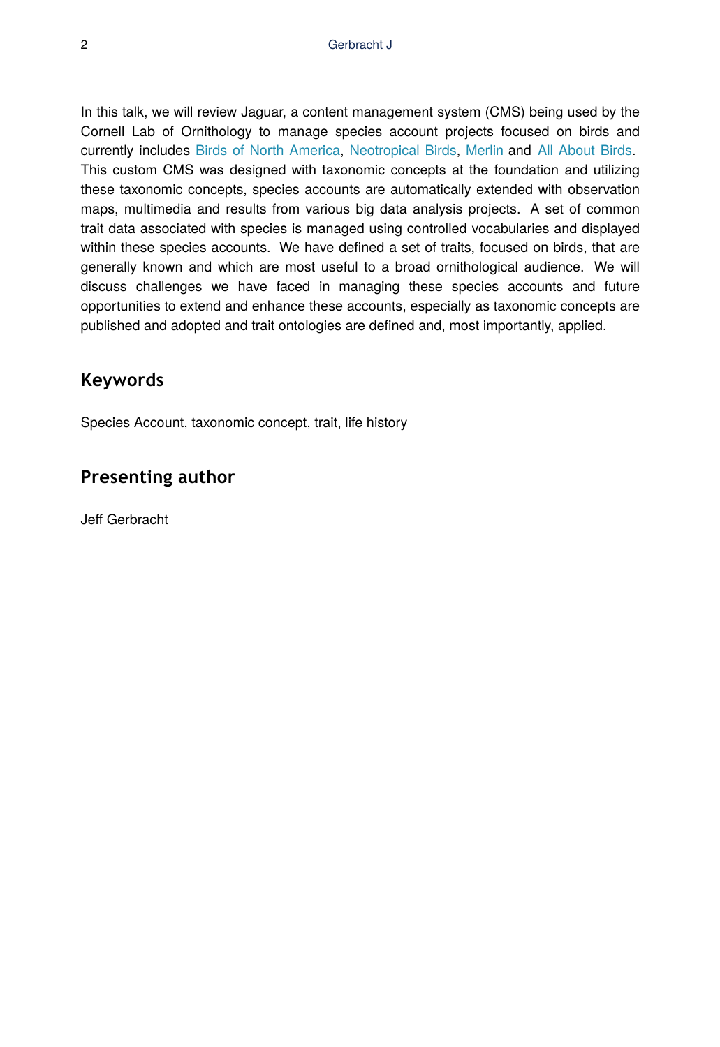In this talk, we will review Jaguar, a content management system (CMS) being used by the Cornell Lab of Ornithology to manage species account projects focused on birds and currently includes Birds of North America, Neotropical Birds, Merlin and All About Birds. This custom CMS was designed with taxonomic concepts at the foundation and utilizing these taxonomic concepts, species accounts are automatically extended with observation maps, multimedia and results from various big data analysis projects. A set of common trait data associated with species is managed using controlled vocabularies and displayed within these species accounts. We have defined a set of traits, focused on birds, that are generally known and which are most useful to a broad ornithological audience. We will discuss challenges we have faced in managing these species accounts and future opportunities to extend and enhance these accounts, especially as taxonomic concepts are published and adopted and trait ontologies are defined and, most importantly, applied.

## Keywords

Species Account, taxonomic concept, trait, life history

## Presenting author

Jeff Gerbracht